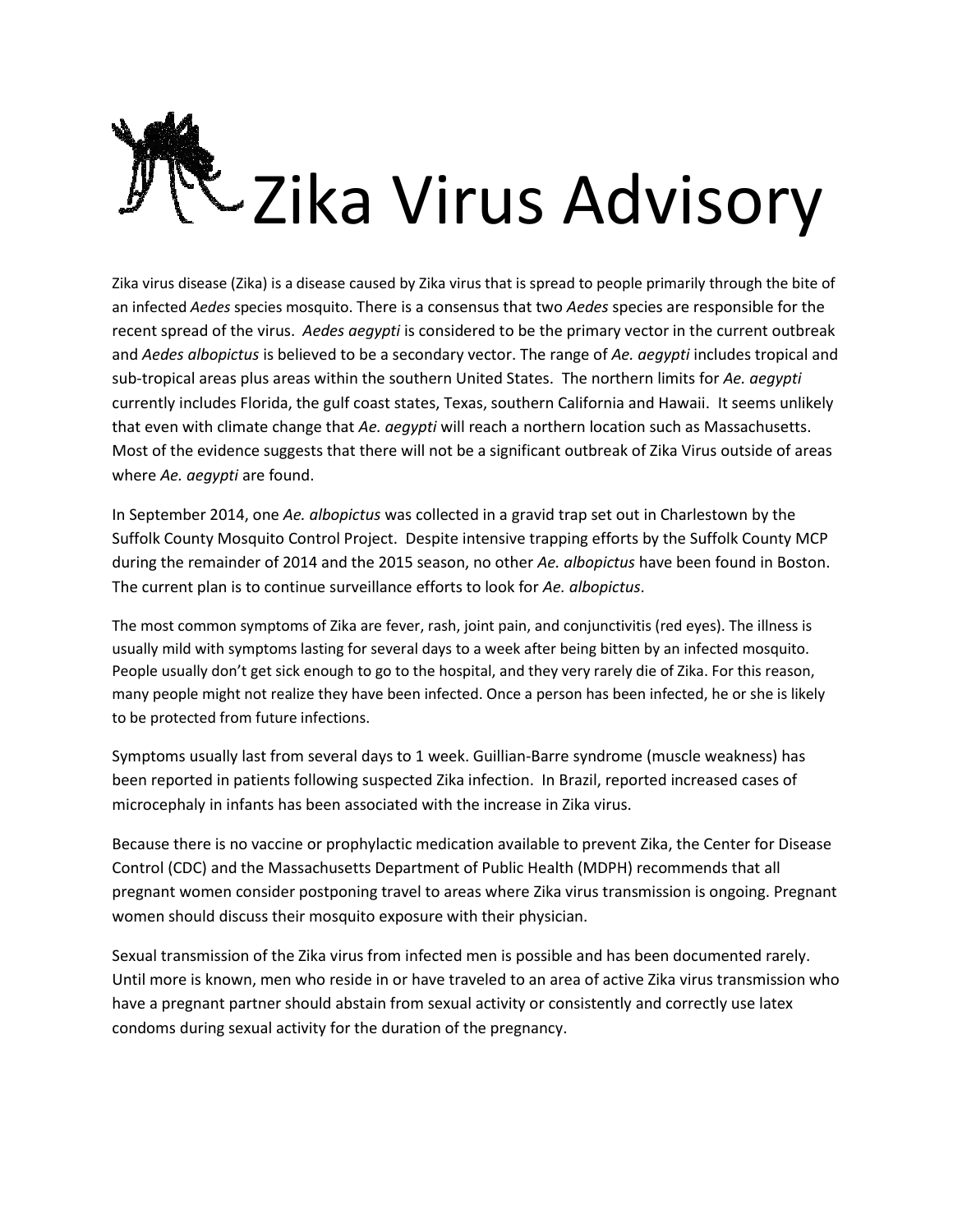# Zika Virus Advisory

Zika virus disease (Zika) is a disease caused by Zika virus that is spread to people primarily through the bite of an infected *Aedes* species mosquito. There is a consensus that two *Aedes* species are responsible for the recent spread of the virus. *Aedes aegypti* is considered to be the primary vector in the current outbreak and *Aedes albopictus* is believed to be a secondary vector. The range of *Ae. aegypti* includes tropical and sub-tropical areas plus areas within the southern United States. The northern limits for *Ae. aegypti* currently includes Florida, the gulf coast states, Texas, southern California and Hawaii. It seems unlikely that even with climate change that *Ae. aegypti* will reach a northern location such as Massachusetts. Most of the evidence suggests that there will not be a significant outbreak of Zika Virus outside of areas where *Ae. aegypti* are found.

In September 2014, one *Ae. albopictus* was collected in a gravid trap set out in Charlestown by the Suffolk County Mosquito Control Project. Despite intensive trapping efforts by the Suffolk County MCP during the remainder of 2014 and the 2015 season, no other *Ae. albopictus* have been found in Boston. The current plan is to continue surveillance efforts to look for *Ae. albopictus*.

The most common symptoms of Zika are fever, rash, joint pain, and conjunctivitis (red eyes). The illness is usually mild with symptoms lasting for several days to a week after being bitten by an infected mosquito. People usually don't get sick enough to go to the hospital, and they very rarely die of Zika. For this reason, many people might not realize they have been infected. Once a person has been infected, he or she is likely to be protected from future infections.

Symptoms usually last from several days to 1 week. Guillian-Barre syndrome (muscle weakness) has been reported in patients following suspected Zika infection. In Brazil, reported increased cases of microcephaly in infants has been associated with the increase in Zika virus.

Because there is no vaccine or prophylactic medication available to prevent Zika, the Center for Disease Control (CDC) and the Massachusetts Department of Public Health (MDPH) recommends that all pregnant women consider postponing travel to areas where Zika virus transmission is ongoing. Pregnant women should discuss their mosquito exposure with their physician.

Sexual transmission of the Zika virus from infected men is possible and has been documented rarely. Until more is known, men who reside in or have traveled to an area of active Zika virus transmission who have a pregnant partner should abstain from sexual activity or consistently and correctly use latex condoms during sexual activity for the duration of the pregnancy.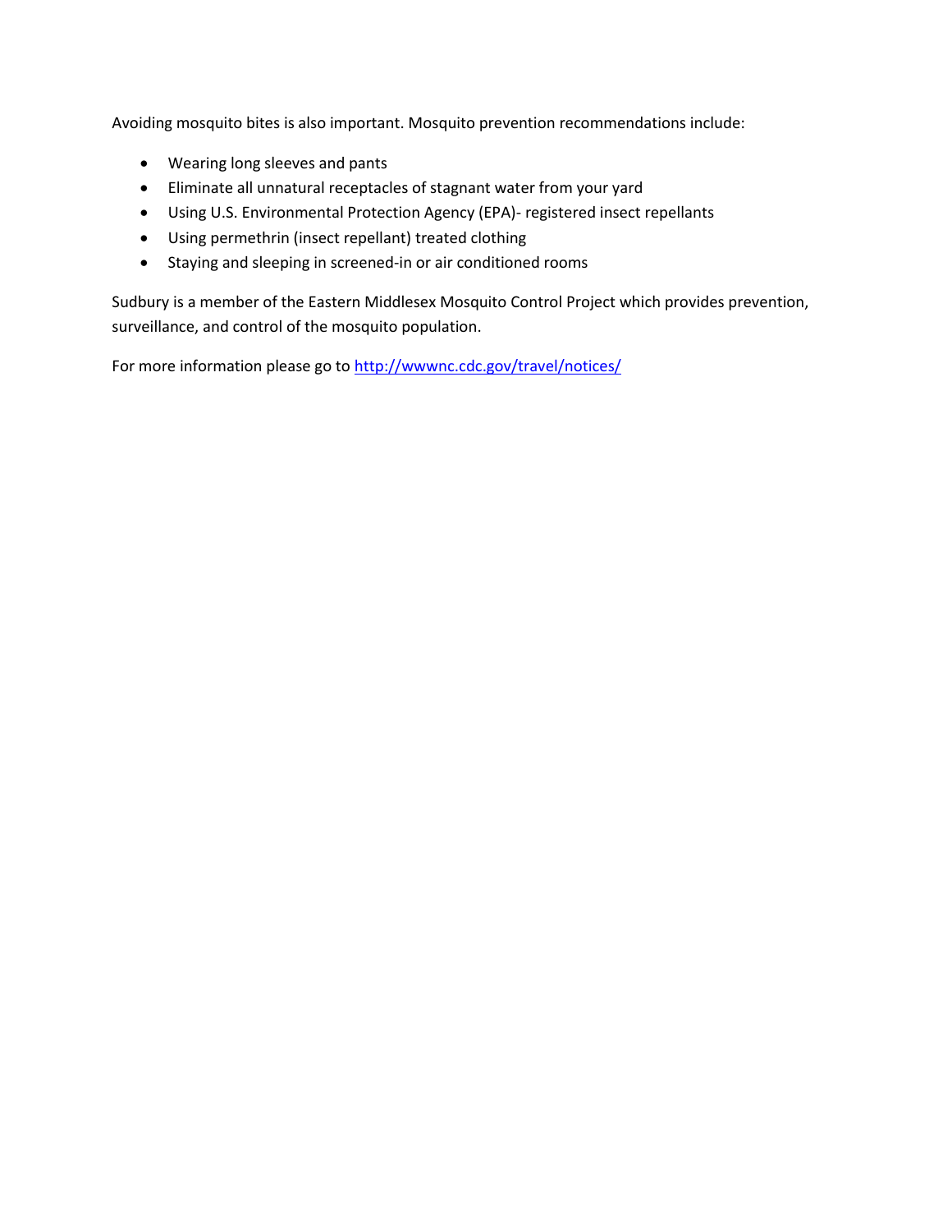Avoiding mosquito bites is also important. Mosquito prevention recommendations include:

- Wearing long sleeves and pants
- Eliminate all unnatural receptacles of stagnant water from your yard
- Using U.S. Environmental Protection Agency (EPA)- registered insect repellants
- Using permethrin (insect repellant) treated clothing
- Staying and sleeping in screened-in or air conditioned rooms

Sudbury is a member of the Eastern Middlesex Mosquito Control Project which provides prevention, surveillance, and control of the mosquito population.

For more information please go to [http://wwwnc.cdc.gov/travel/notices/](http://wwwnc.cdc.gov/travel/notices/)